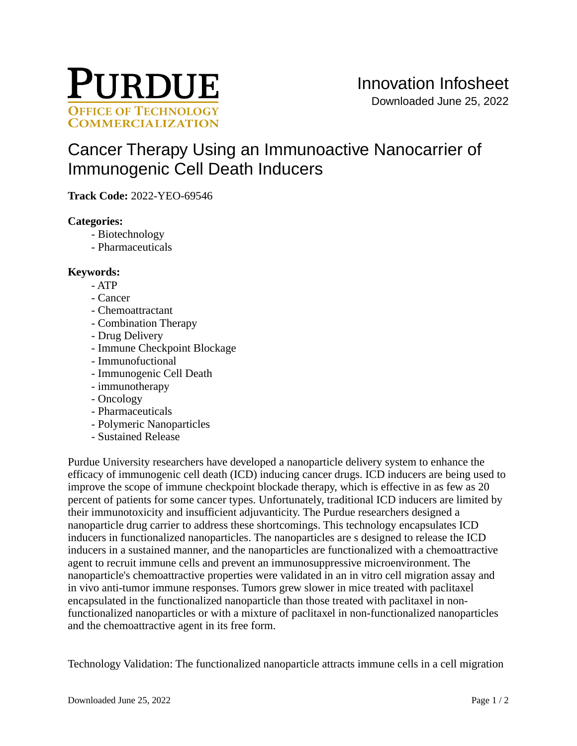PURDUE
OFFICE OF TECHNOLOGY COMMERCIALIZATION

Innovation Infosheet
Downloaded June 25, 2022

# Cancer Therapy Using an Immunoactive Nanocarrier of Immunogenic Cell Death Inducers

**Track Code:** 2022-YEO-69546

**Categories:**

- Biotechnology
- Pharmaceuticals

**Keywords:**

- ATP
- Cancer
- Chemoattractant
- Combination Therapy
- Drug Delivery
- Immune Checkpoint Blockage
- Immunofuctional
- Immunogenic Cell Death
- immunotherapy
- Oncology
- Pharmaceuticals
- Polymeric Nanoparticles
- Sustained Release

Purdue University researchers have developed a nanoparticle delivery system to enhance the efficacy of immunogenic cell death (ICD) inducing cancer drugs. ICD inducers are being used to improve the scope of immune checkpoint blockade therapy, which is effective in as few as 20 percent of patients for some cancer types. Unfortunately, traditional ICD inducers are limited by their immunotoxicity and insufficient adjuvanticity. The Purdue researchers designed a nanoparticle drug carrier to address these shortcomings. This technology encapsulates ICD inducers in functionalized nanoparticles. The nanoparticles are s designed to release the ICD inducers in a sustained manner, and the nanoparticles are functionalized with a chemoattractive agent to recruit immune cells and prevent an immunosuppressive microenvironment. The nanoparticle's chemoattractive properties were validated in an in vitro cell migration assay and in vivo anti-tumor immune responses. Tumors grew slower in mice treated with paclitaxel encapsulated in the functionalized nanoparticle than those treated with paclitaxel in non-functionalized nanoparticles or with a mixture of paclitaxel in non-functionalized nanoparticles and the chemoattractive agent in its free form.

Technology Validation: The functionalized nanoparticle attracts immune cells in a cell migration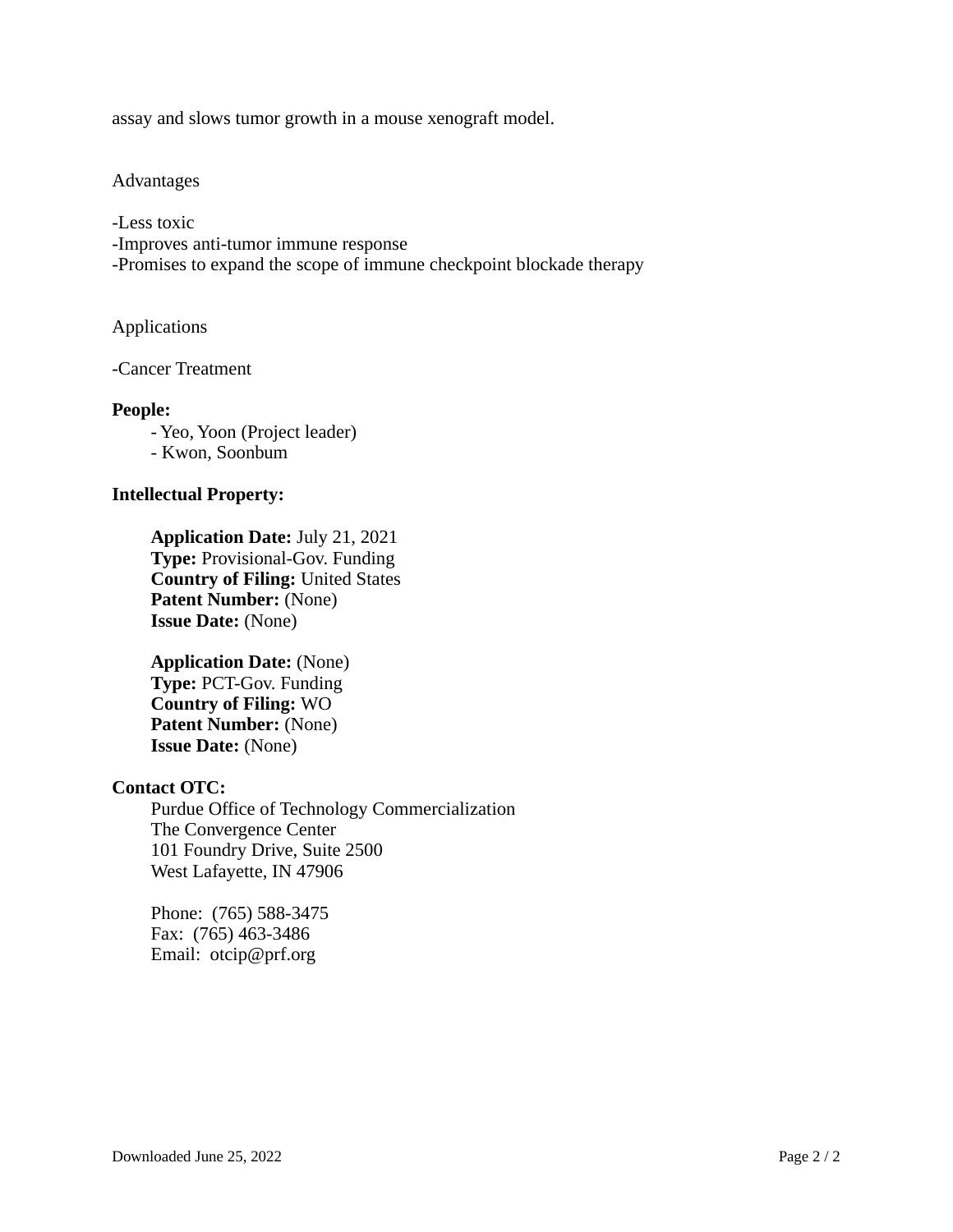assay and slows tumor growth in a mouse xenograft model.

Advantages

-Less toxic
-Improves anti-tumor immune response
-Promises to expand the scope of immune checkpoint blockade therapy

Applications

-Cancer Treatment

**People:**

- Yeo, Yoon (Project leader)
- Kwon, Soonbum

**Intellectual Property:**

**Application Date:** July 21, 2021
**Type:** Provisional-Gov. Funding
**Country of Filing:** United States
**Patent Number:** (None)
**Issue Date:** (None)

**Application Date:** (None)
**Type:** PCT-Gov. Funding
**Country of Filing:** WO
**Patent Number:** (None)
**Issue Date:** (None)

**Contact OTC:**

Purdue Office of Technology Commercialization
The Convergence Center
101 Foundry Drive, Suite 2500
West Lafayette, IN 47906

Phone: (765) 588-3475
Fax: (765) 463-3486
Email: otcip@prf.org

Downloaded June 25, 2022